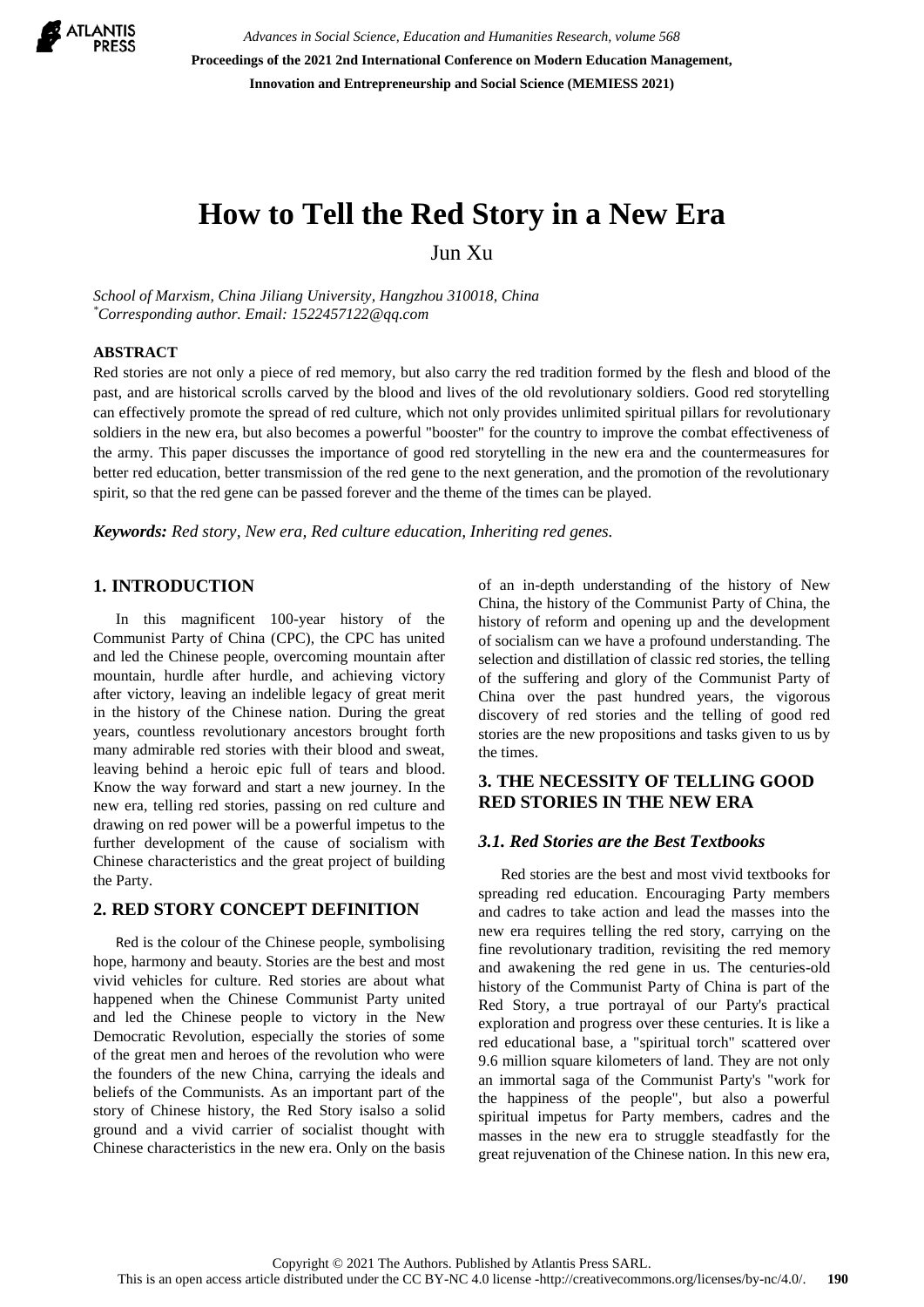# How to Tell the Red Story in a New Era

Jun Xu

*School of Marxism, China Jiliang University, Hangzhou 310018, China*
*Corresponding author. Email: 1522457122@qq.com

**ABSTRACT**

Red stories are not only a piece of red memory, but also carry the red tradition formed by the flesh and blood of the past, and are historical scrolls carved by the blood and lives of the old revolutionary soldiers. Good red storytelling can effectively promote the spread of red culture, which not only provides unlimited spiritual pillars for revolutionary soldiers in the new era, but also becomes a powerful "booster" for the country to improve the combat effectiveness of the army. This paper discusses the importance of good red storytelling in the new era and the countermeasures for better red education, better transmission of the red gene to the next generation, and the promotion of the revolutionary spirit, so that the red gene can be passed forever and the theme of the times can be played.

***Keywords:*** *Red story, New era, Red culture education, Inheriting red genes.*

## 1. INTRODUCTION

In this magnificent 100-year history of the Communist Party of China (CPC), the CPC has united and led the Chinese people, overcoming mountain after mountain, hurdle after hurdle, and achieving victory after victory, leaving an indelible legacy of great merit in the history of the Chinese nation. During the great years, countless revolutionary ancestors brought forth many admirable red stories with their blood and sweat, leaving behind a heroic epic full of tears and blood. Know the way forward and start a new journey. In the new era, telling red stories, passing on red culture and drawing on red power will be a powerful impetus to the further development of the cause of socialism with Chinese characteristics and the great project of building the Party.

## 2. RED STORY CONCEPT DEFINITION

Red is the colour of the Chinese people, symbolising hope, harmony and beauty. Stories are the best and most vivid vehicles for culture. Red stories are about what happened when the Chinese Communist Party united and led the Chinese people to victory in the New Democratic Revolution, especially the stories of some of the great men and heroes of the revolution who were the founders of the new China, carrying the ideals and beliefs of the Communists. As an important part of the story of Chinese history, the Red Story isalso a solid ground and a vivid carrier of socialist thought with Chinese characteristics in the new era. Only on the basis of an in-depth understanding of the history of New China, the history of the Communist Party of China, the history of reform and opening up and the development of socialism can we have a profound understanding. The selection and distillation of classic red stories, the telling of the suffering and glory of the Communist Party of China over the past hundred years, the vigorous discovery of red stories and the telling of good red stories are the new propositions and tasks given to us by the times.

## 3. THE NECESSITY OF TELLING GOOD RED STORIES IN THE NEW ERA

### *3.1. Red Stories are the Best Textbooks*

Red stories are the best and most vivid textbooks for spreading red education. Encouraging Party members and cadres to take action and lead the masses into the new era requires telling the red story, carrying on the fine revolutionary tradition, revisiting the red memory and awakening the red gene in us. The centuries-old history of the Communist Party of China is part of the Red Story, a true portrayal of our Party's practical exploration and progress over these centuries. It is like a red educational base, a "spiritual torch" scattered over 9.6 million square kilometers of land. They are not only an immortal saga of the Communist Party's "work for the happiness of the people", but also a powerful spiritual impetus for Party members, cadres and the masses in the new era to struggle steadfastly for the great rejuvenation of the Chinese nation. In this new era,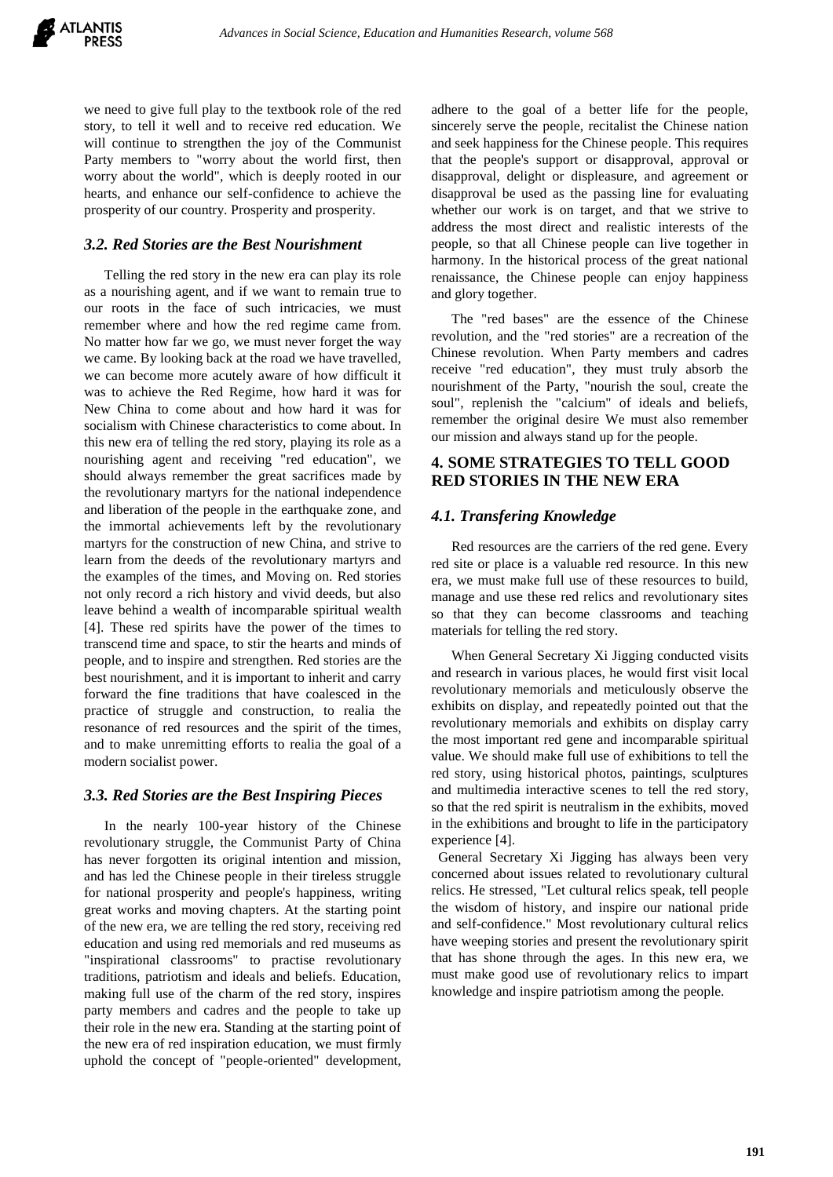we need to give full play to the textbook role of the red story, to tell it well and to receive red education. We will continue to strengthen the joy of the Communist Party members to "worry about the world first, then worry about the world", which is deeply rooted in our hearts, and enhance our self-confidence to achieve the prosperity of our country. Prosperity and prosperity.

### *3.2. Red Stories are the Best Nourishment*

Telling the red story in the new era can play its role as a nourishing agent, and if we want to remain true to our roots in the face of such intricacies, we must remember where and how the red regime came from. No matter how far we go, we must never forget the way we came. By looking back at the road we have travelled, we can become more acutely aware of how difficult it was to achieve the Red Regime, how hard it was for New China to come about and how hard it was for socialism with Chinese characteristics to come about. In this new era of telling the red story, playing its role as a nourishing agent and receiving "red education", we should always remember the great sacrifices made by the revolutionary martyrs for the national independence and liberation of the people in the earthquake zone, and the immortal achievements left by the revolutionary martyrs for the construction of new China, and strive to learn from the deeds of the revolutionary martyrs and the examples of the times, and Moving on. Red stories not only record a rich history and vivid deeds, but also leave behind a wealth of incomparable spiritual wealth [4]. These red spirits have the power of the times to transcend time and space, to stir the hearts and minds of people, and to inspire and strengthen. Red stories are the best nourishment, and it is important to inherit and carry forward the fine traditions that have coalesced in the practice of struggle and construction, to realia the resonance of red resources and the spirit of the times, and to make unremitting efforts to realia the goal of a modern socialist power.

### *3.3. Red Stories are the Best Inspiring Pieces*

In the nearly 100-year history of the Chinese revolutionary struggle, the Communist Party of China has never forgotten its original intention and mission, and has led the Chinese people in their tireless struggle for national prosperity and people's happiness, writing great works and moving chapters. At the starting point of the new era, we are telling the red story, receiving red education and using red memorials and red museums as "inspirational classrooms" to practise revolutionary traditions, patriotism and ideals and beliefs. Education, making full use of the charm of the red story, inspires party members and cadres and the people to take up their role in the new era. Standing at the starting point of the new era of red inspiration education, we must firmly uphold the concept of "people-oriented" development, adhere to the goal of a better life for the people, sincerely serve the people, recitalist the Chinese nation and seek happiness for the Chinese people. This requires that the people's support or disapproval, approval or disapproval, delight or displeasure, and agreement or disapproval be used as the passing line for evaluating whether our work is on target, and that we strive to address the most direct and realistic interests of the people, so that all Chinese people can live together in harmony. In the historical process of the great national renaissance, the Chinese people can enjoy happiness and glory together.

The "red bases" are the essence of the Chinese revolution, and the "red stories" are a recreation of the Chinese revolution. When Party members and cadres receive "red education", they must truly absorb the nourishment of the Party, "nourish the soul, create the soul", replenish the "calcium" of ideals and beliefs, remember the original desire We must also remember our mission and always stand up for the people.

## 4. SOME STRATEGIES TO TELL GOOD RED STORIES IN THE NEW ERA

### *4.1. Transfering Knowledge*

Red resources are the carriers of the red gene. Every red site or place is a valuable red resource. In this new era, we must make full use of these resources to build, manage and use these red relics and revolutionary sites so that they can become classrooms and teaching materials for telling the red story.

When General Secretary Xi Jigging conducted visits and research in various places, he would first visit local revolutionary memorials and meticulously observe the exhibits on display, and repeatedly pointed out that the revolutionary memorials and exhibits on display carry the most important red gene and incomparable spiritual value. We should make full use of exhibitions to tell the red story, using historical photos, paintings, sculptures and multimedia interactive scenes to tell the red story, so that the red spirit is neutralism in the exhibits, moved in the exhibitions and brought to life in the participatory experience [4].

General Secretary Xi Jigging has always been very concerned about issues related to revolutionary cultural relics. He stressed, "Let cultural relics speak, tell people the wisdom of history, and inspire our national pride and self-confidence." Most revolutionary cultural relics have weeping stories and present the revolutionary spirit that has shone through the ages. In this new era, we must make good use of revolutionary relics to impart knowledge and inspire patriotism among the people.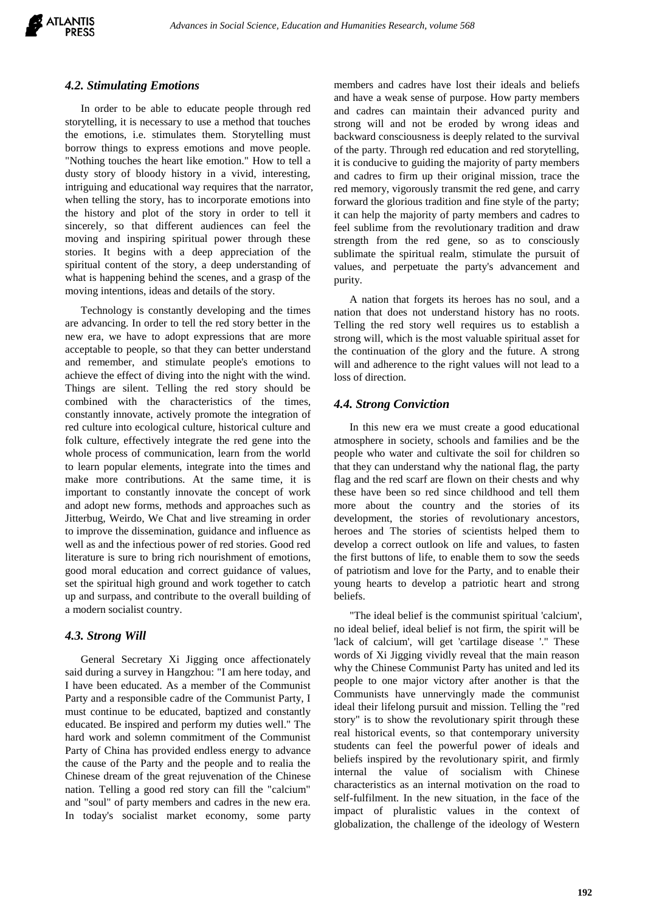### 4.2. Stimulating Emotions

In order to be able to educate people through red storytelling, it is necessary to use a method that touches the emotions, i.e. stimulates them. Storytelling must borrow things to express emotions and move people. "Nothing touches the heart like emotion." How to tell a dusty story of bloody history in a vivid, interesting, intriguing and educational way requires that the narrator, when telling the story, has to incorporate emotions into the history and plot of the story in order to tell it sincerely, so that different audiences can feel the moving and inspiring spiritual power through these stories. It begins with a deep appreciation of the spiritual content of the story, a deep understanding of what is happening behind the scenes, and a grasp of the moving intentions, ideas and details of the story.

Technology is constantly developing and the times are advancing. In order to tell the red story better in the new era, we have to adopt expressions that are more acceptable to people, so that they can better understand and remember, and stimulate people's emotions to achieve the effect of diving into the night with the wind. Things are silent. Telling the red story should be combined with the characteristics of the times, constantly innovate, actively promote the integration of red culture into ecological culture, historical culture and folk culture, effectively integrate the red gene into the whole process of communication, learn from the world to learn popular elements, integrate into the times and make more contributions. At the same time, it is important to constantly innovate the concept of work and adopt new forms, methods and approaches such as Jitterbug, Weirdo, We Chat and live streaming in order to improve the dissemination, guidance and influence as well as and the infectious power of red stories. Good red literature is sure to bring rich nourishment of emotions, good moral education and correct guidance of values, set the spiritual high ground and work together to catch up and surpass, and contribute to the overall building of a modern socialist country.

### 4.3. Strong Will

General Secretary Xi Jigging once affectionately said during a survey in Hangzhou: "I am here today, and I have been educated. As a member of the Communist Party and a responsible cadre of the Communist Party, I must continue to be educated, baptized and constantly educated. Be inspired and perform my duties well." The hard work and solemn commitment of the Communist Party of China has provided endless energy to advance the cause of the Party and the people and to realia the Chinese dream of the great rejuvenation of the Chinese nation. Telling a good red story can fill the "calcium" and "soul" of party members and cadres in the new era. In today's socialist market economy, some party members and cadres have lost their ideals and beliefs and have a weak sense of purpose. How party members and cadres can maintain their advanced purity and strong will and not be eroded by wrong ideas and backward consciousness is deeply related to the survival of the party. Through red education and red storytelling, it is conducive to guiding the majority of party members and cadres to firm up their original mission, trace the red memory, vigorously transmit the red gene, and carry forward the glorious tradition and fine style of the party; it can help the majority of party members and cadres to feel sublime from the revolutionary tradition and draw strength from the red gene, so as to consciously sublimate the spiritual realm, stimulate the pursuit of values, and perpetuate the party's advancement and purity.

A nation that forgets its heroes has no soul, and a nation that does not understand history has no roots. Telling the red story well requires us to establish a strong will, which is the most valuable spiritual asset for the continuation of the glory and the future. A strong will and adherence to the right values will not lead to a loss of direction.

### 4.4. Strong Conviction

In this new era we must create a good educational atmosphere in society, schools and families and be the people who water and cultivate the soil for children so that they can understand why the national flag, the party flag and the red scarf are flown on their chests and why these have been so red since childhood and tell them more about the country and the stories of its development, the stories of revolutionary ancestors, heroes and The stories of scientists helped them to develop a correct outlook on life and values, to fasten the first buttons of life, to enable them to sow the seeds of patriotism and love for the Party, and to enable their young hearts to develop a patriotic heart and strong beliefs.

"The ideal belief is the communist spiritual 'calcium', no ideal belief, ideal belief is not firm, the spirit will be 'lack of calcium', will get 'cartilage disease '." These words of Xi Jigging vividly reveal that the main reason why the Chinese Communist Party has united and led its people to one major victory after another is that the Communists have unnervingly made the communist ideal their lifelong pursuit and mission. Telling the "red story" is to show the revolutionary spirit through these real historical events, so that contemporary university students can feel the powerful power of ideals and beliefs inspired by the revolutionary spirit, and firmly internal the value of socialism with Chinese characteristics as an internal motivation on the road to self-fulfilment. In the new situation, in the face of the impact of pluralistic values in the context of globalization, the challenge of the ideology of Western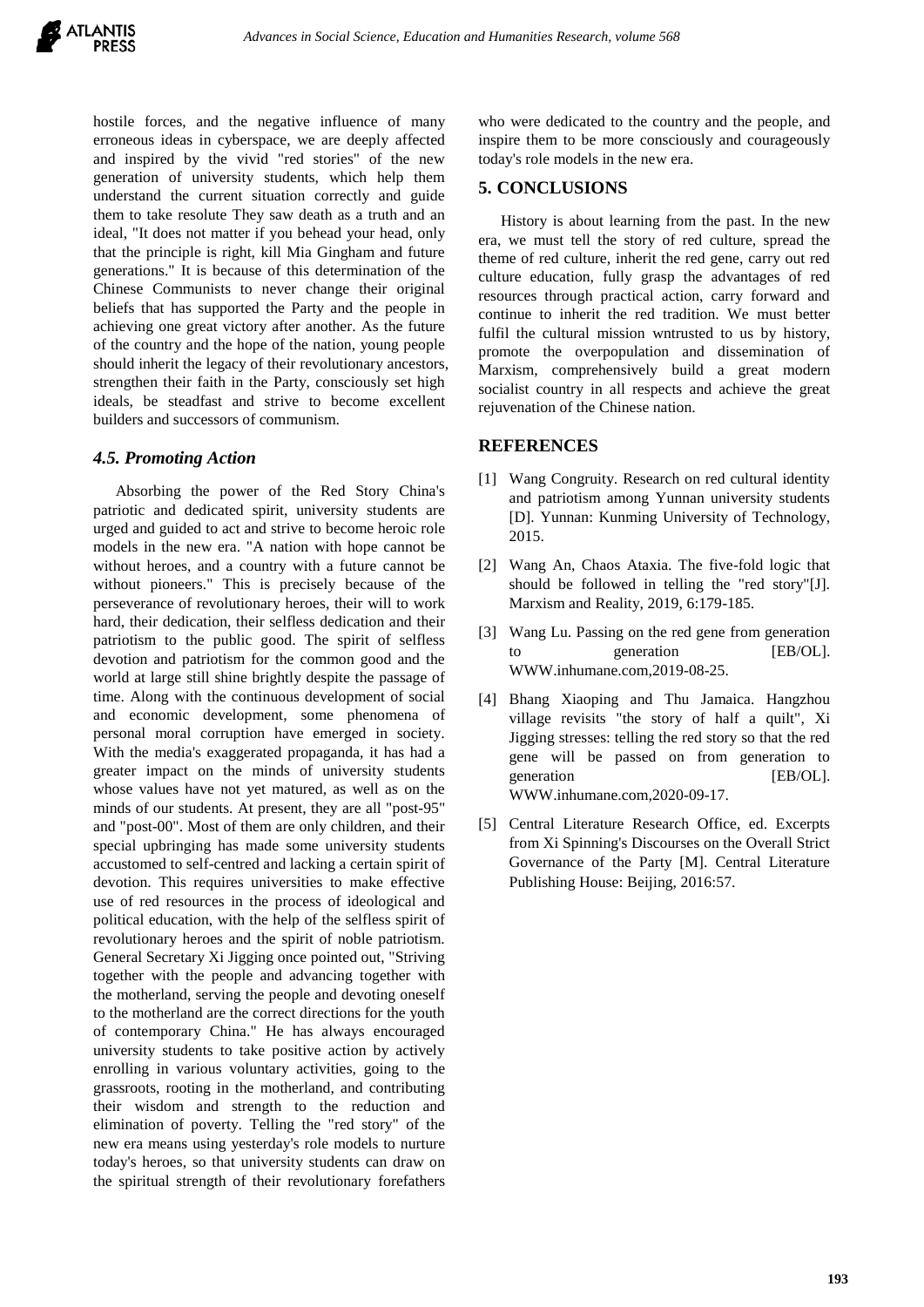hostile forces, and the negative influence of many erroneous ideas in cyberspace, we are deeply affected and inspired by the vivid "red stories" of the new generation of university students, which help them understand the current situation correctly and guide them to take resolute They saw death as a truth and an ideal, "It does not matter if you behead your head, only that the principle is right, kill Mia Gingham and future generations." It is because of this determination of the Chinese Communists to never change their original beliefs that has supported the Party and the people in achieving one great victory after another. As the future of the country and the hope of the nation, young people should inherit the legacy of their revolutionary ancestors, strengthen their faith in the Party, consciously set high ideals, be steadfast and strive to become excellent builders and successors of communism.

### *4.5. Promoting Action*

Absorbing the power of the Red Story China's patriotic and dedicated spirit, university students are urged and guided to act and strive to become heroic role models in the new era. "A nation with hope cannot be without heroes, and a country with a future cannot be without pioneers." This is precisely because of the perseverance of revolutionary heroes, their will to work hard, their dedication, their selfless dedication and their patriotism to the public good. The spirit of selfless devotion and patriotism for the common good and the world at large still shine brightly despite the passage of time. Along with the continuous development of social and economic development, some phenomena of personal moral corruption have emerged in society. With the media's exaggerated propaganda, it has had a greater impact on the minds of university students whose values have not yet matured, as well as on the minds of our students. At present, they are all "post-95" and "post-00". Most of them are only children, and their special upbringing has made some university students accustomed to self-centred and lacking a certain spirit of devotion. This requires universities to make effective use of red resources in the process of ideological and political education, with the help of the selfless spirit of revolutionary heroes and the spirit of noble patriotism. General Secretary Xi Jigging once pointed out, "Striving together with the people and advancing together with the motherland, serving the people and devoting oneself to the motherland are the correct directions for the youth of contemporary China." He has always encouraged university students to take positive action by actively enrolling in various voluntary activities, going to the grassroots, rooting in the motherland, and contributing their wisdom and strength to the reduction and elimination of poverty. Telling the "red story" of the new era means using yesterday's role models to nurture today's heroes, so that university students can draw on the spiritual strength of their revolutionary forefathers who were dedicated to the country and the people, and inspire them to be more consciously and courageously today's role models in the new era.

## 5. CONCLUSIONS

History is about learning from the past. In the new era, we must tell the story of red culture, spread the theme of red culture, inherit the red gene, carry out red culture education, fully grasp the advantages of red resources through practical action, carry forward and continue to inherit the red tradition. We must better fulfil the cultural mission wntrusted to us by history, promote the overpopulation and dissemination of Marxism, comprehensively build a great modern socialist country in all respects and achieve the great rejuvenation of the Chinese nation.

## REFERENCES

[1] Wang Congruity. Research on red cultural identity and patriotism among Yunnan university students [D]. Yunnan: Kunming University of Technology, 2015.

[2] Wang An, Chaos Ataxia. The five-fold logic that should be followed in telling the "red story"[J]. Marxism and Reality, 2019, 6:179-185.

[3] Wang Lu. Passing on the red gene from generation to generation [EB/OL]. WWW.inhumane.com,2019-08-25.

[4] Bhang Xiaoping and Thu Jamaica. Hangzhou village revisits "the story of half a quilt", Xi Jigging stresses: telling the red story so that the red gene will be passed on from generation to generation [EB/OL]. WWW.inhumane.com,2020-09-17.

[5] Central Literature Research Office, ed. Excerpts from Xi Spinning's Discourses on the Overall Strict Governance of the Party [M]. Central Literature Publishing House: Beijing, 2016:57.